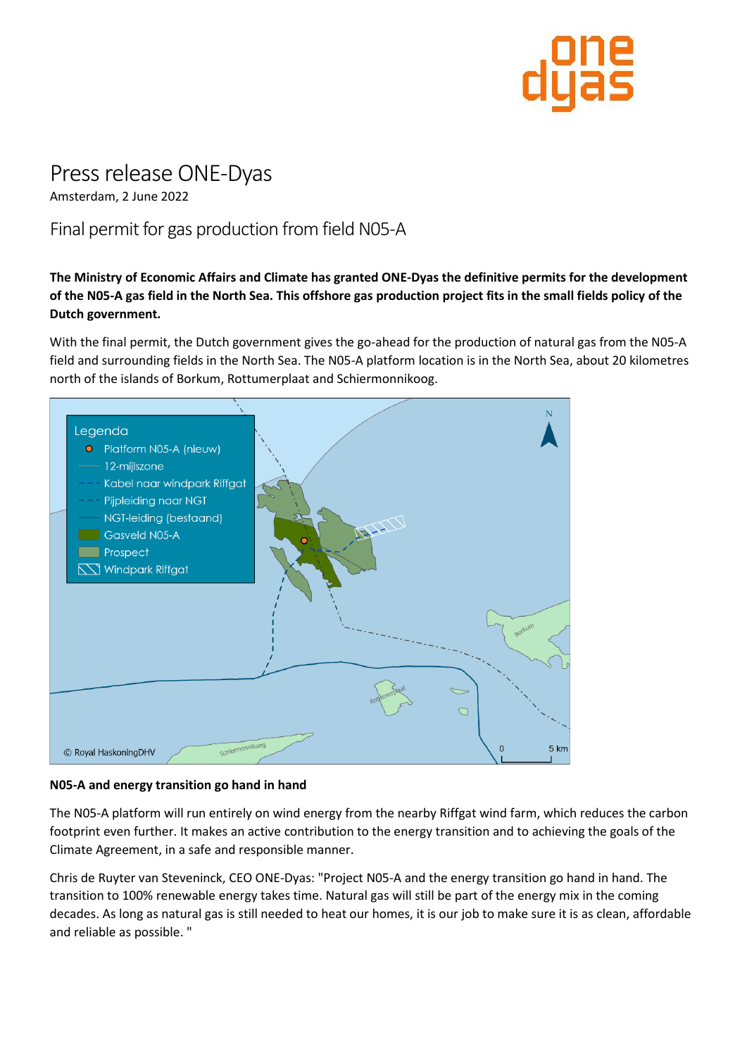# Press release ONE-Dyas

Amsterdam, 2 June 2022

## Final permit for gas production from field N05-A

**The Ministry of Economic Affairs and Climate has granted ONE-Dyas the definitive permits for the development of the N05-A gas field in the North Sea. This offshore gas production project fits in the small fields policy of the Dutch government.**

With the final permit, the Dutch government gives the go-ahead for the production of natural gas from the N05-A field and surrounding fields in the North Sea. The N05-A platform location is in the North Sea, about 20 kilometres north of the islands of Borkum, Rottumerplaat and Schiermonnikoog.

Legenda
Platform N05-A (nieuw)
12-mijlszone
Kabel naar windpark Riffgat
Pijpleiding naar NGT
NGT-leiding (bestaand)
Gasveld N05-A
Prospect
Windpark Riffgat
N
Borkum
Rottumerplaat
Schiermonnikoog
0
5 km
© Royal HaskoningDHV

**N05-A and energy transition go hand in hand**

The N05-A platform will run entirely on wind energy from the nearby Riffgat wind farm, which reduces the carbon footprint even further. It makes an active contribution to the energy transition and to achieving the goals of the Climate Agreement, in a safe and responsible manner.

Chris de Ruyter van Steveninck, CEO ONE-Dyas: "Project N05-A and the energy transition go hand in hand. The transition to 100% renewable energy takes time. Natural gas will still be part of the energy mix in the coming decades. As long as natural gas is still needed to heat our homes, it is our job to make sure it is as clean, affordable and reliable as possible. "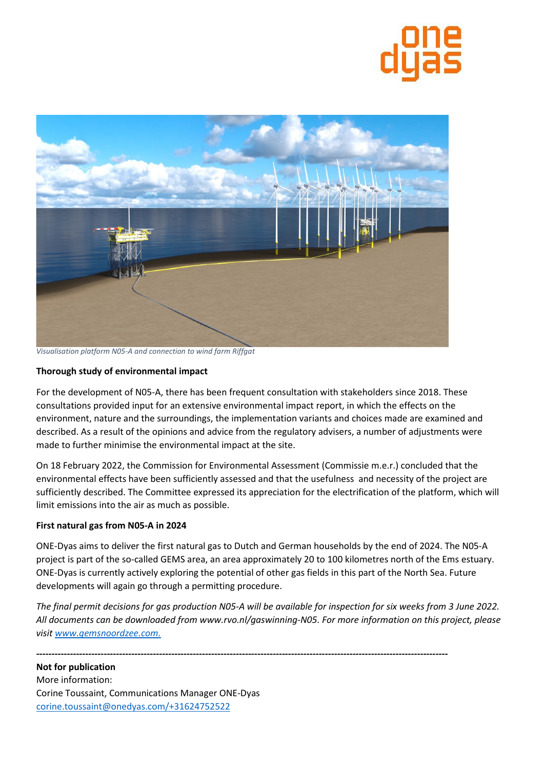*Visualisation platform N05-A and connection to wind farm Riffgat*

**Thorough study of environmental impact**

For the development of N05-A, there has been frequent consultation with stakeholders since 2018. These consultations provided input for an extensive environmental impact report, in which the effects on the environment, nature and the surroundings, the implementation variants and choices made are examined and described. As a result of the opinions and advice from the regulatory advisers, a number of adjustments were made to further minimise the environmental impact at the site.

On 18 February 2022, the Commission for Environmental Assessment (Commissie m.e.r.) concluded that the environmental effects have been sufficiently assessed and that the usefulness and necessity of the project are sufficiently described. The Committee expressed its appreciation for the electrification of the platform, which will limit emissions into the air as much as possible.

**First natural gas from N05-A in 2024**

ONE-Dyas aims to deliver the first natural gas to Dutch and German households by the end of 2024. The N05-A project is part of the so-called GEMS area, an area approximately 20 to 100 kilometres north of the Ems estuary. ONE-Dyas is currently actively exploring the potential of other gas fields in this part of the North Sea. Future developments will again go through a permitting procedure.

*The final permit decisions for gas production N05-A will be available for inspection for six weeks from 3 June 2022. All documents can be downloaded from www.rvo.nl/gaswinning-N05. For more information on this project, please visit [www.gemsnoordzee.com.](www.gemsnoordzee.com)*

---

**Not for publication**

More information:

Corine Toussaint, Communications Manager ONE-Dyas

corine.toussaint@onedyas.com/+31624752522